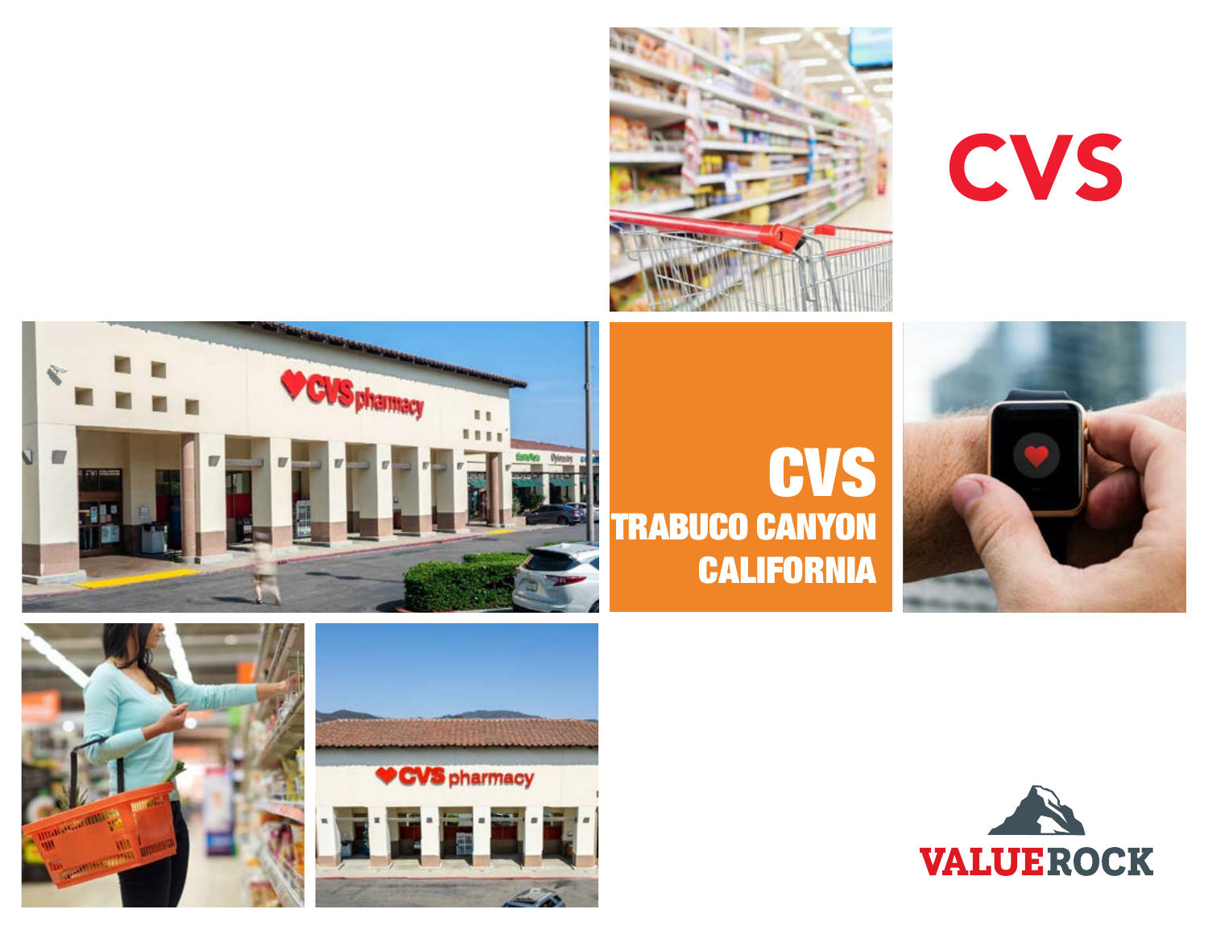# CVS

## CVS
## TRABUCO CANYON
## CALIFORNIA

VALUEROCK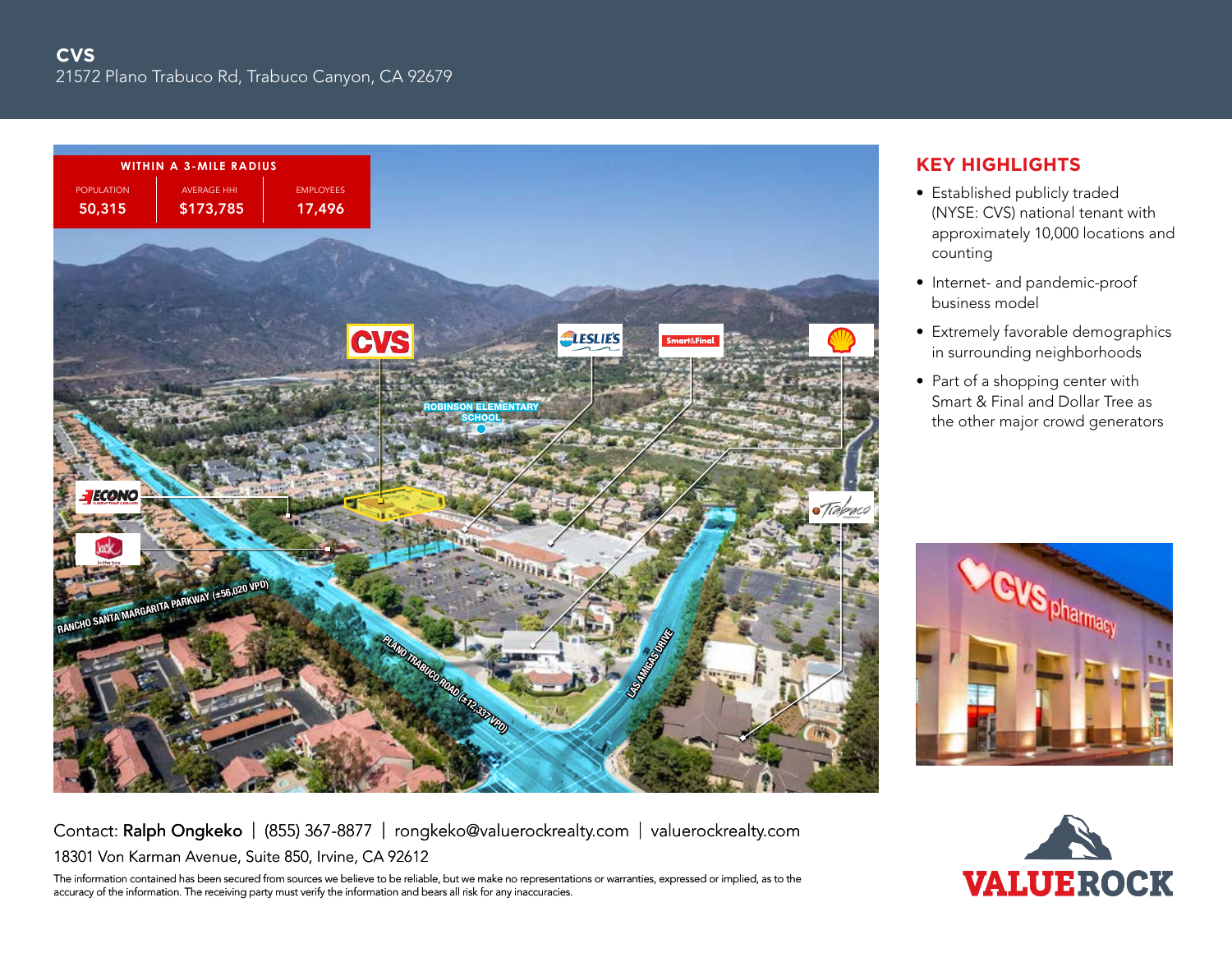# CVS

21572 Plano Trabuco Rd, Trabuco Canyon, CA 92679

| WITHIN A 3-MILE RADIUS | | |
|---|---|---|
| POPULATION | AVERAGE HHI | EMPLOYEES |
| 50,315 | $173,785 | 17,496 |

CVS

LESLIE'S

Smart&Final

ROBINSON ELEMENTARY SCHOOL

ECONO

RANCHO SANTA MARGARITA PARKWAY (±56,020 VPD)

PLANO TRABUCO ROAD (±12,337 VPD)

LAS AMIGAS DRIVE

Trabuco

## KEY HIGHLIGHTS

- Established publicly traded (NYSE: CVS) national tenant with approximately 10,000 locations and counting
- Internet- and pandemic-proof business model
- Extremely favorable demographics in surrounding neighborhoods
- Part of a shopping center with Smart & Final and Dollar Tree as the other major crowd generators

Contact: **Ralph Ongkeko** | (855) 367-8877 | rongkeko@valuerockrealty.com | valuerockrealty.com

18301 Von Karman Avenue, Suite 850, Irvine, CA 92612

The information contained has been secured from sources we believe to be reliable, but we make no representations or warranties, expressed or implied, as to the accuracy of the information. The receiving party must verify the information and bears all risk for any inaccuracies.

VALUEROCK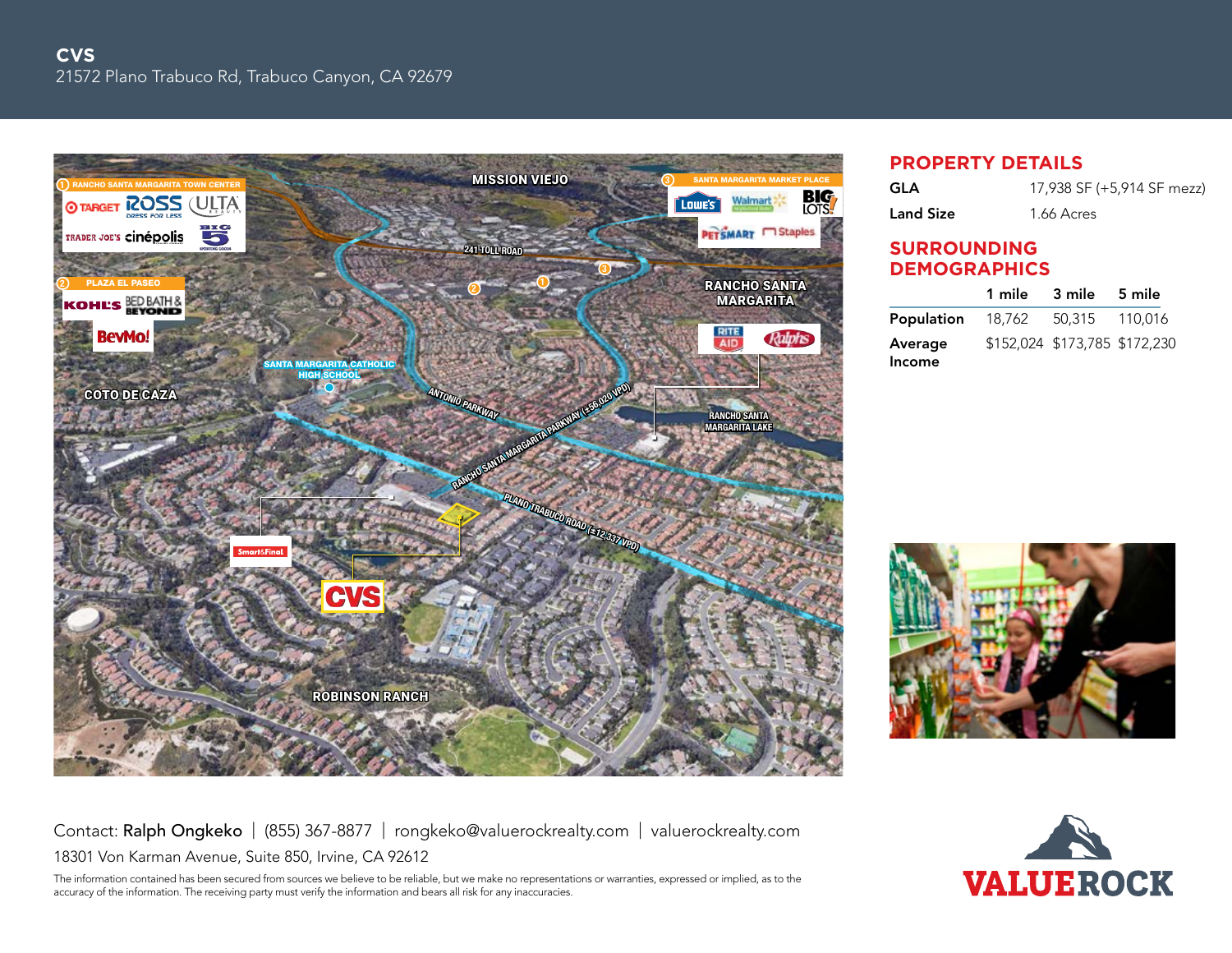# CVS

21572 Plano Trabuco Rd, Trabuco Canyon, CA 92679

## PROPERTY DETAILS

| | |
|---|---|
| **GLA** | 17,938 SF (+5,914 SF mezz) |
| **Land Size** | 1.66 Acres |

## SURROUNDING DEMOGRAPHICS

| | 1 mile | 3 mile | 5 mile |
|---|---|---|---|
| **Population** | 18,762 | 50,315 | 110,016 |
| **Average Income** | $152,024 | $173,785 | $172,230 |

Contact: **Ralph Ongkeko** | (855) 367-8877 | rongkeko@valuerockrealty.com | valuerockrealty.com

18301 Von Karman Avenue, Suite 850, Irvine, CA 92612

The information contained has been secured from sources we believe to be reliable, but we make no representations or warranties, expressed or implied, as to the accuracy of the information. The receiving party must verify the information and bears all risk for any inaccuracies.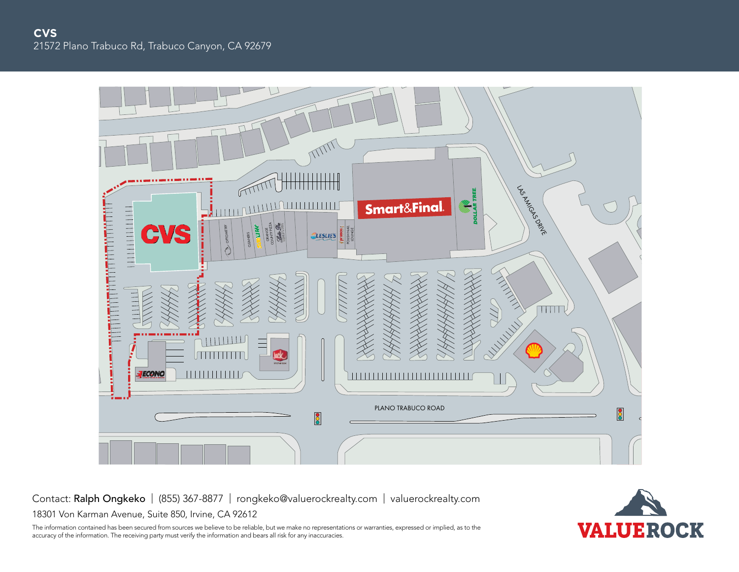# CVS

21572 Plano Trabuco Rd, Trabuco Canyon, CA 92679

CVS

Smart&Final

DOLLAR TREE

LAS AMIGAS DRIVE

OPTOMETRY

CLEANERS

SUBWAY

ORANGE COUNTY PIZZA

LESLIE'S

POLISH NAIL LOUNGE

ECONO

Jack in the box

PLANO TRABUCO ROAD

Contact: **Ralph Ongkeko** | (855) 367-8877 | rongkeko@valuerockrealty.com | valuerockrealty.com

18301 Von Karman Avenue, Suite 850, Irvine, CA 92612

The information contained has been secured from sources we believe to be reliable, but we make no representations or warranties, expressed or implied, as to the accuracy of the information. The receiving party must verify the information and bears all risk for any inaccuracies.

VALUEROCK